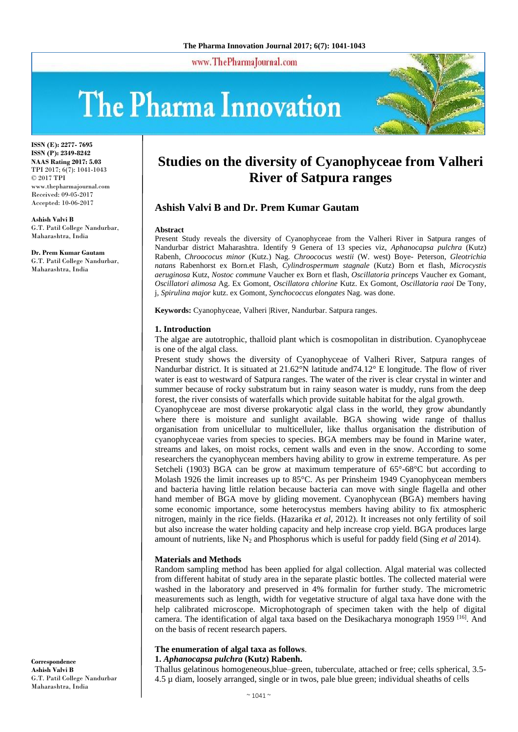# Studies on the diversity of Cyanophyceae from Valheri River of Satpura ranges

**Ashish Valvi B and Dr. Prem Kumar Gautam**

**ISSN (E): 2277- 7695**
**ISSN (P): 2349-8242**
**NAAS Rating 2017: 5.03**
TPI 2017; 6(7): 1041-1043
© 2017 TPI
www.thepharmajournal.com
Received: 09-05-2017
Accepted: 10-06-2017

**Ashish Valvi B**
G.T. Patil College Nandurbar, Maharashtra, India

**Dr. Prem Kumar Gautam**
G.T. Patil College Nandurbar, Maharashtra, India

**Correspondence**
**Ashish Valvi B**
G.T. Patil College Nandurbar Maharashtra, India

### Abstract

Present Study reveals the diversity of Cyanophyceae from the Valheri River in Satpura ranges of Nandurbar district Maharashtra. Identify 9 Genera of 13 species viz, *Aphanocapsa pulchra* (Kutz) Rabenh, *Chroococus minor* (Kutz.) Nag. *Chroococus westii* (W. west) Boye- Peterson, *Gleotrichia natans* Rabenhorst ex Born.et Flash, *Cylindrospermum stagnale* (Kutz) Born et flash, *Microcystis aeruginosa* Kutz, *Nostoc commune* Vaucher ex Born et flash, *Oscillatoria princeps* Vaucher ex Gomant, *Oscillatori alimosa* Ag. Ex Gomont, *Oscillatora chlorine* Kutz. Ex Gomont, *Oscillatoria raoi* De Tony, j, *Spirulina major* kutz. ex Gomont, *Synchococcus elongates* Nag. was done.

**Keywords:** Cyanophyceae, Valheri |River, Nandurbar. Satpura ranges.

## 1. Introduction

The algae are autotrophic, thalloid plant which is cosmopolitan in distribution. Cyanophyceae is one of the algal class.

Present study shows the diversity of Cyanophyceae of Valheri River, Satpura ranges of Nandurbar district. It is situated at 21.62°N latitude and74.12° E longitude. The flow of river water is east to westward of Satpura ranges. The water of the river is clear crystal in winter and summer because of rocky substratum but in rainy season water is muddy, runs from the deep forest, the river consists of waterfalls which provide suitable habitat for the algal growth.

Cyanophyceae are most diverse prokaryotic algal class in the world, they grow abundantly where there is moisture and sunlight available. BGA showing wide range of thallus organisation from unicellular to multicelluler, like thallus organisation the distribution of cyanophyceae varies from species to species. BGA members may be found in Marine water, streams and lakes, on moist rocks, cement walls and even in the snow. According to some researchers the cyanophycean members having ability to grow in extreme temperature. As per Setcheli (1903) BGA can be grow at maximum temperature of 65°-68°C but according to Molash 1926 the limit increases up to 85°C. As per Prinsheim 1949 Cyanophycean members and bacteria having little relation because bacteria can move with single flagella and other hand member of BGA move by gliding movement. Cyanophycean (BGA) members having some economic importance, some heterocystus members having ability to fix atmospheric nitrogen, mainly in the rice fields. (Hazarika *et al*, 2012). It increases not only fertility of soil but also increase the water holding capacity and help increase crop yield. BGA produces large amount of nutrients, like $N_2$ and Phosphorus which is useful for paddy field (Sing *et al* 2014).

### Materials and Methods

Random sampling method has been applied for algal collection. Algal material was collected from different habitat of study area in the separate plastic bottles. The collected material were washed in the laboratory and preserved in 4% formalin for further study. The micrometric measurements such as length, width for vegetative structure of algal taxa have done with the help calibrated microscope. Microphotograph of specimen taken with the help of digital camera. The identification of algal taxa based on the Desikacharya monograph 1959 [16]. And on the basis of recent research papers.

### The enumeration of algal taxa as follows.

**1. *Aphanocapsa pulchra* (Kutz) Rabenh.**

Thallus gelatinous homogeneous,blue–green, tuberculate, attached or free; cells spherical, 3.5-4.5 µ diam, loosely arranged, single or in twos, pale blue green; individual sheaths of cells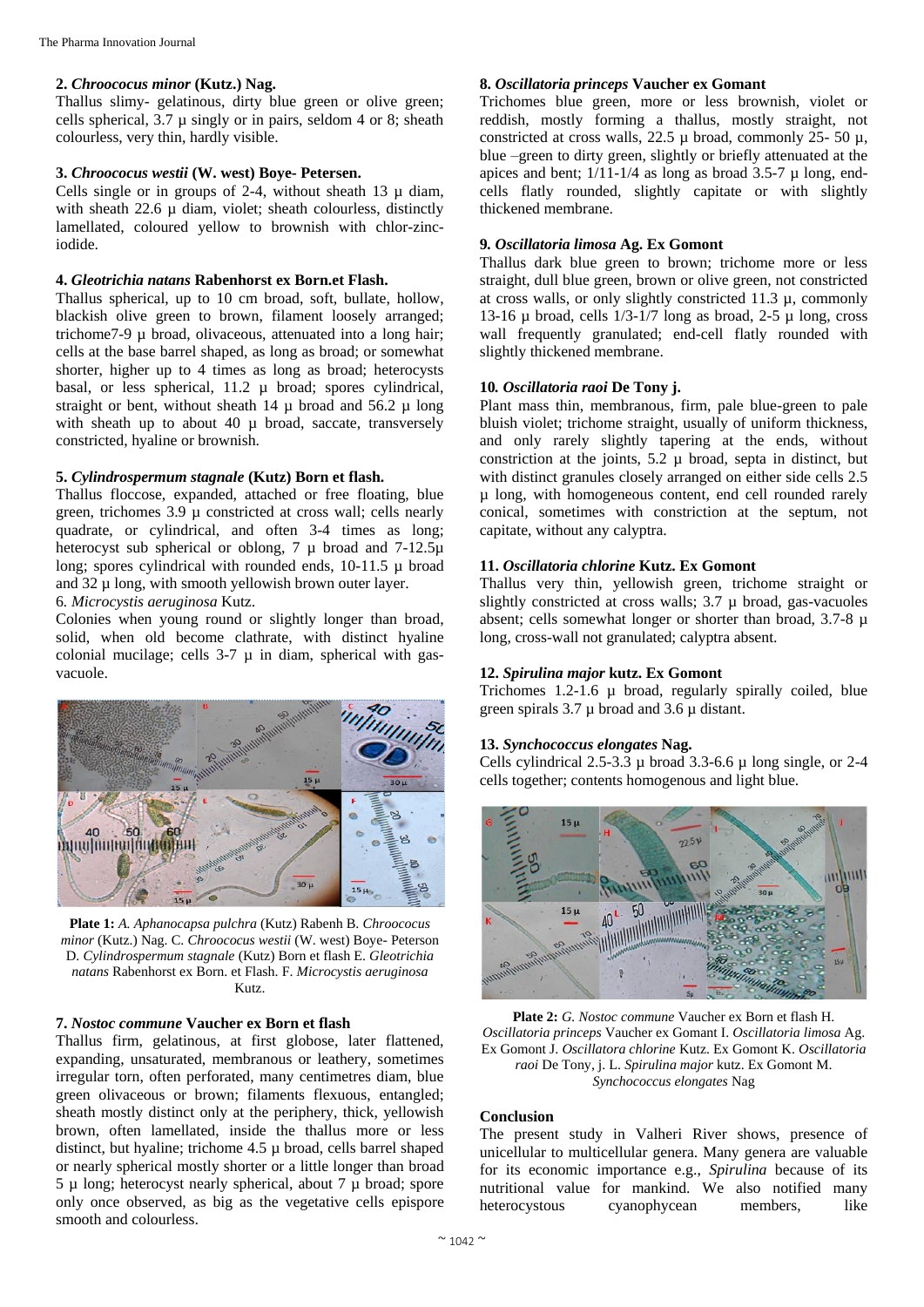**2. *Chroococus minor* (Kutz.) Nag.**

Thallus slimy- gelatinous, dirty blue green or olive green; cells spherical, 3.7 µ singly or in pairs, seldom 4 or 8; sheath colourless, very thin, hardly visible.

**3. *Chroococus westii* (W. west) Boye- Petersen.**

Cells single or in groups of 2-4, without sheath 13 µ diam, with sheath 22.6 µ diam, violet; sheath colourless, distinctly lamellated, coloured yellow to brownish with chlor-zinc-iodide.

**4. *Gleotrichia natans* Rabenhorst ex Born.et Flash.**

Thallus spherical, up to 10 cm broad, soft, bullate, hollow, blackish olive green to brown, filament loosely arranged; trichome7-9 µ broad, olivaceous, attenuated into a long hair; cells at the base barrel shaped, as long as broad; or somewhat shorter, higher up to 4 times as long as broad; heterocysts basal, or less spherical, 11.2 µ broad; spores cylindrical, straight or bent, without sheath 14 µ broad and 56.2 µ long with sheath up to about 40 µ broad, saccate, transversely constricted, hyaline or brownish.

**5. *Cylindrospermum stagnale* (Kutz) Born et flash.**

Thallus floccose, expanded, attached or free floating, blue green, trichomes 3.9 µ constricted at cross wall; cells nearly quadrate, or cylindrical, and often 3-4 times as long; heterocyst sub spherical or oblong, 7 µ broad and 7-12.5µ long; spores cylindrical with rounded ends, 10-11.5 µ broad and 32 µ long, with smooth yellowish brown outer layer.

6. *Microcystis aeruginosa* Kutz.

Colonies when young round or slightly longer than broad, solid, when old become clathrate, with distinct hyaline colonial mucilage; cells 3-7 µ in diam, spherical with gas-vacuole.

**Plate 1:** *A. Aphanocapsa pulchra* (Kutz) Rabenh B. *Chroococus minor* (Kutz.) Nag. C. *Chroococus westii* (W. west) Boye- Peterson D. *Cylindrospermum stagnale* (Kutz) Born et flash E. *Gleotrichia natans* Rabenhorst ex Born. et Flash. F. *Microcystis aeruginosa* Kutz.

**7. *Nostoc commune* Vaucher ex Born et flash**

Thallus firm, gelatinous, at first globose, later flattened, expanding, unsaturated, membranous or leathery, sometimes irregular torn, often perforated, many centimetres diam, blue green olivaceous or brown; filaments flexuous, entangled; sheath mostly distinct only at the periphery, thick, yellowish brown, often lamellated, inside the thallus more or less distinct, but hyaline; trichome 4.5 µ broad, cells barrel shaped or nearly spherical mostly shorter or a little longer than broad 5 µ long; heterocyst nearly spherical, about 7 µ broad; spore only once observed, as big as the vegetative cells epispore smooth and colourless.

**8. *Oscillatoria princeps* Vaucher ex Gomant**

Trichomes blue green, more or less brownish, violet or reddish, mostly forming a thallus, mostly straight, not constricted at cross walls, 22.5 µ broad, commonly 25- 50 µ, blue –green to dirty green, slightly or briefly attenuated at the apices and bent; 1/11-1/4 as long as broad 3.5-7 µ long, end-cells flatly rounded, slightly capitate or with slightly thickened membrane.

**9. *Oscillatoria limosa* Ag. Ex Gomont**

Thallus dark blue green to brown; trichome more or less straight, dull blue green, brown or olive green, not constricted at cross walls, or only slightly constricted 11.3 µ, commonly 13-16 µ broad, cells 1/3-1/7 long as broad, 2-5 µ long, cross wall frequently granulated; end-cell flatly rounded with slightly thickened membrane.

**10. *Oscillatoria raoi* De Tony j.**

Plant mass thin, membranous, firm, pale blue-green to pale bluish violet; trichome straight, usually of uniform thickness, and only rarely slightly tapering at the ends, without constriction at the joints, 5.2 µ broad, septa in distinct, but with distinct granules closely arranged on either side cells 2.5 µ long, with homogeneous content, end cell rounded rarely conical, sometimes with constriction at the septum, not capitate, without any calyptra.

**11. *Oscillatoria chlorine* Kutz. Ex Gomont**

Thallus very thin, yellowish green, trichome straight or slightly constricted at cross walls; 3.7 µ broad, gas-vacuoles absent; cells somewhat longer or shorter than broad, 3.7-8 µ long, cross-wall not granulated; calyptra absent.

**12. *Spirulina major* kutz. Ex Gomont**

Trichomes 1.2-1.6 µ broad, regularly spirally coiled, blue green spirals 3.7 µ broad and 3.6 µ distant.

**13. *Synchococcus elongates* Nag.**

Cells cylindrical 2.5-3.3 µ broad 3.3-6.6 µ long single, or 2-4 cells together; contents homogenous and light blue.

**Plate 2:** *G. Nostoc commune* Vaucher ex Born et flash H. *Oscillatoria princeps* Vaucher ex Gomant I. *Oscillatoria limosa* Ag. Ex Gomont J. *Oscillatora chlorine* Kutz. Ex Gomont K. *Oscillatoria raoi* De Tony, j. L. *Spirulina major* kutz. Ex Gomont M. *Synchococcus elongates* Nag

## Conclusion

The present study in Valheri River shows, presence of unicellular to multicellular genera. Many genera are valuable for its economic importance e.g., *Spirulina* because of its nutritional value for mankind. We also notified many heterocystous cyanophycean members, like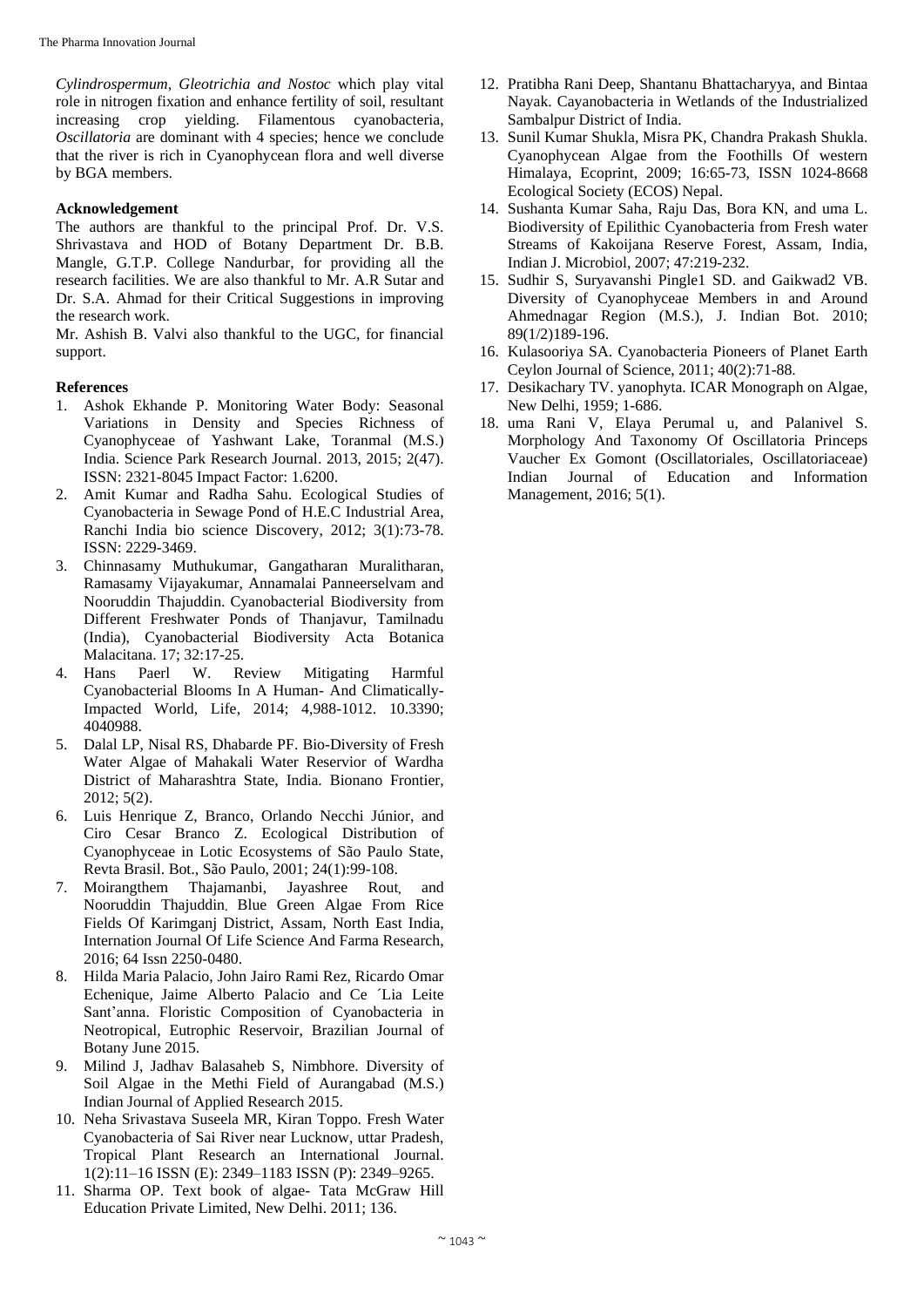*Cylindrospermum, Gleotrichia and Nostoc* which play vital role in nitrogen fixation and enhance fertility of soil, resultant increasing crop yielding. Filamentous cyanobacteria, *Oscillatoria* are dominant with 4 species; hence we conclude that the river is rich in Cyanophycean flora and well diverse by BGA members.

### Acknowledgement

The authors are thankful to the principal Prof. Dr. V.S. Shrivastava and HOD of Botany Department Dr. B.B. Mangle, G.T.P. College Nandurbar, for providing all the research facilities. We are also thankful to Mr. A.R Sutar and Dr. S.A. Ahmad for their Critical Suggestions in improving the research work.

Mr. Ashish B. Valvi also thankful to the UGC, for financial support.

### References

1. Ashok Ekhande P. Monitoring Water Body: Seasonal Variations in Density and Species Richness of Cyanophyceae of Yashwant Lake, Toranmal (M.S.) India. Science Park Research Journal. 2013, 2015; 2(47). ISSN: 2321-8045 Impact Factor: 1.6200.
2. Amit Kumar and Radha Sahu. Ecological Studies of Cyanobacteria in Sewage Pond of H.E.C Industrial Area, Ranchi India bio science Discovery, 2012; 3(1):73-78. ISSN: 2229-3469.
3. Chinnasamy Muthukumar, Gangatharan Muralitharan, Ramasamy Vijayakumar, Annamalai Panneerselvam and Nooruddin Thajuddin. Cyanobacterial Biodiversity from Different Freshwater Ponds of Thanjavur, Tamilnadu (India), Cyanobacterial Biodiversity Acta Botanica Malacitana. 17; 32:17-25.
4. Hans Paerl W. Review Mitigating Harmful Cyanobacterial Blooms In A Human- And Climatically-Impacted World, Life, 2014; 4,988-1012. 10.3390; 4040988.
5. Dalal LP, Nisal RS, Dhabarde PF. Bio-Diversity of Fresh Water Algae of Mahakali Water Reservior of Wardha District of Maharashtra State, India. Bionano Frontier, 2012; 5(2).
6. Luis Henrique Z, Branco, Orlando Necchi Júnior, and Ciro Cesar Branco Z. Ecological Distribution of Cyanophyceae in Lotic Ecosystems of São Paulo State, Revta Brasil. Bot., São Paulo, 2001; 24(1):99-108.
7. Moirangthem Thajamanbi, Jayashree Rout, and Nooruddin Thajuddin. Blue Green Algae From Rice Fields Of Karimganj District, Assam, North East India, Internation Journal Of Life Science And Farma Research, 2016; 64 Issn 2250-0480.
8. Hilda Maria Palacio, John Jairo Rami Rez, Ricardo Omar Echenique, Jaime Alberto Palacio and Ce ´Lia Leite Sant'anna. Floristic Composition of Cyanobacteria in Neotropical, Eutrophic Reservoir, Brazilian Journal of Botany June 2015.
9. Milind J, Jadhav Balasaheb S, Nimbhore. Diversity of Soil Algae in the Methi Field of Aurangabad (M.S.) Indian Journal of Applied Research 2015.
10. Neha Srivastava Suseela MR, Kiran Toppo. Fresh Water Cyanobacteria of Sai River near Lucknow, uttar Pradesh, Tropical Plant Research an International Journal. 1(2):11–16 ISSN (E): 2349–1183 ISSN (P): 2349–9265.
11. Sharma OP. Text book of algae- Tata McGraw Hill Education Private Limited, New Delhi. 2011; 136.
12. Pratibha Rani Deep, Shantanu Bhattacharyya, and Bintaa Nayak. Cayanobacteria in Wetlands of the Industrialized Sambalpur District of India.
13. Sunil Kumar Shukla, Misra PK, Chandra Prakash Shukla. Cyanophycean Algae from the Foothills Of western Himalaya, Ecoprint, 2009; 16:65-73, ISSN 1024-8668 Ecological Society (ECOS) Nepal.
14. Sushanta Kumar Saha, Raju Das, Bora KN, and uma L. Biodiversity of Epilithic Cyanobacteria from Fresh water Streams of Kakoijana Reserve Forest, Assam, India, Indian J. Microbiol, 2007; 47:219-232.
15. Sudhir S, Suryavanshi Pingle1 SD. and Gaikwad2 VB. Diversity of Cyanophyceae Members in and Around Ahmednagar Region (M.S.), J. Indian Bot. 2010; 89(1/2)189-196.
16. Kulasooriya SA. Cyanobacteria Pioneers of Planet Earth Ceylon Journal of Science, 2011; 40(2):71-88.
17. Desikachary TV. yanophyta. ICAR Monograph on Algae, New Delhi, 1959; 1-686.
18. uma Rani V, Elaya Perumal u, and Palanivel S. Morphology And Taxonomy Of Oscillatoria Princeps Vaucher Ex Gomont (Oscillatoriales, Oscillatoriaceae) Indian Journal of Education and Information Management, 2016; 5(1).